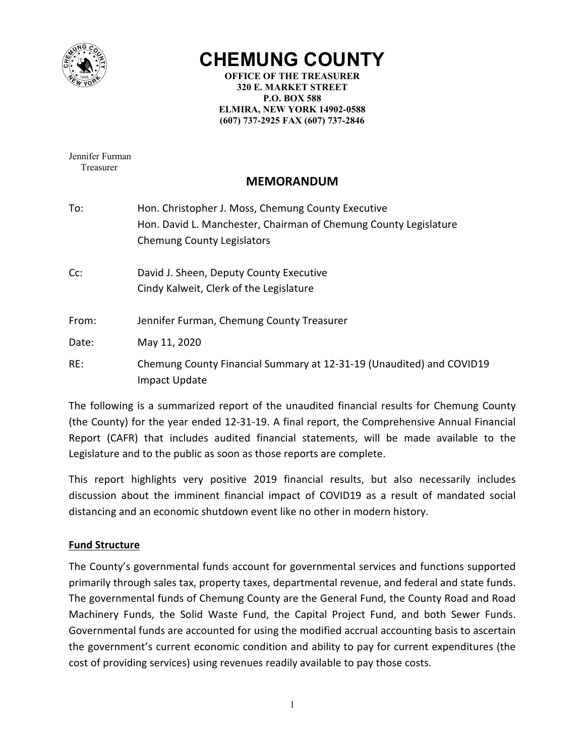# CHEMUNG COUNTY

**OFFICE OF THE TREASURER**
**320 E. MARKET STREET**
**P.O. BOX 588**
**ELMIRA, NEW YORK 14902-0588**
**(607) 737-2925 FAX (607) 737-2846**

Jennifer Furman
Treasurer

## MEMORANDUM

To: Hon. Christopher J. Moss, Chemung County Executive
Hon. David L. Manchester, Chairman of Chemung County Legislature
Chemung County Legislators

Cc: David J. Sheen, Deputy County Executive
Cindy Kalweit, Clerk of the Legislature

From: Jennifer Furman, Chemung County Treasurer

Date: May 11, 2020

RE: Chemung County Financial Summary at 12-31-19 (Unaudited) and COVID19 Impact Update

The following is a summarized report of the unaudited financial results for Chemung County (the County) for the year ended 12-31-19. A final report, the Comprehensive Annual Financial Report (CAFR) that includes audited financial statements, will be made available to the Legislature and to the public as soon as those reports are complete.

This report highlights very positive 2019 financial results, but also necessarily includes discussion about the imminent financial impact of COVID19 as a result of mandated social distancing and an economic shutdown event like no other in modern history.

### Fund Structure

The County's governmental funds account for governmental services and functions supported primarily through sales tax, property taxes, departmental revenue, and federal and state funds. The governmental funds of Chemung County are the General Fund, the County Road and Road Machinery Funds, the Solid Waste Fund, the Capital Project Fund, and both Sewer Funds. Governmental funds are accounted for using the modified accrual accounting basis to ascertain the government's current economic condition and ability to pay for current expenditures (the cost of providing services) using revenues readily available to pay those costs.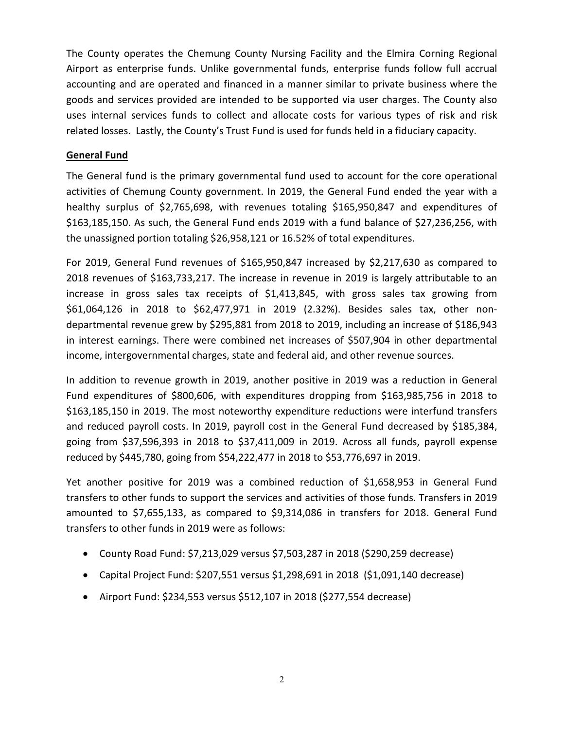The County operates the Chemung County Nursing Facility and the Elmira Corning Regional Airport as enterprise funds. Unlike governmental funds, enterprise funds follow full accrual accounting and are operated and financed in a manner similar to private business where the goods and services provided are intended to be supported via user charges. The County also uses internal services funds to collect and allocate costs for various types of risk and risk related losses. Lastly, the County's Trust Fund is used for funds held in a fiduciary capacity.

**General Fund**

The General fund is the primary governmental fund used to account for the core operational activities of Chemung County government. In 2019, the General Fund ended the year with a healthy surplus of $2,765,698, with revenues totaling $165,950,847 and expenditures of $163,185,150. As such, the General Fund ends 2019 with a fund balance of $27,236,256, with the unassigned portion totaling $26,958,121 or 16.52% of total expenditures.

For 2019, General Fund revenues of $165,950,847 increased by $2,217,630 as compared to 2018 revenues of $163,733,217. The increase in revenue in 2019 is largely attributable to an increase in gross sales tax receipts of $1,413,845, with gross sales tax growing from $61,064,126 in 2018 to $62,477,971 in 2019 (2.32%). Besides sales tax, other non-departmental revenue grew by $295,881 from 2018 to 2019, including an increase of $186,943 in interest earnings. There were combined net increases of $507,904 in other departmental income, intergovernmental charges, state and federal aid, and other revenue sources.

In addition to revenue growth in 2019, another positive in 2019 was a reduction in General Fund expenditures of $800,606, with expenditures dropping from $163,985,756 in 2018 to $163,185,150 in 2019. The most noteworthy expenditure reductions were interfund transfers and reduced payroll costs. In 2019, payroll cost in the General Fund decreased by $185,384, going from $37,596,393 in 2018 to $37,411,009 in 2019. Across all funds, payroll expense reduced by $445,780, going from $54,222,477 in 2018 to $53,776,697 in 2019.

Yet another positive for 2019 was a combined reduction of $1,658,953 in General Fund transfers to other funds to support the services and activities of those funds. Transfers in 2019 amounted to $7,655,133, as compared to $9,314,086 in transfers for 2018. General Fund transfers to other funds in 2019 were as follows:

- County Road Fund: $7,213,029 versus $7,503,287 in 2018 ($290,259 decrease)
- Capital Project Fund: $207,551 versus $1,298,691 in 2018 ($1,091,140 decrease)
- Airport Fund: $234,553 versus $512,107 in 2018 ($277,554 decrease)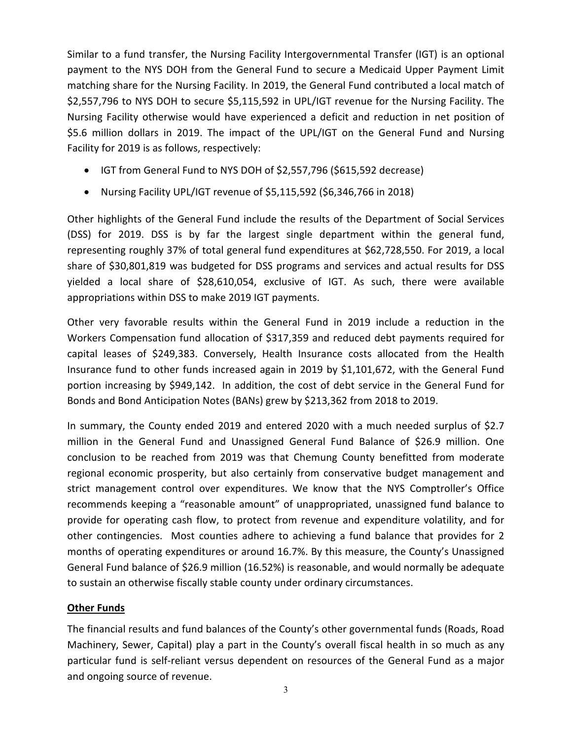Similar to a fund transfer, the Nursing Facility Intergovernmental Transfer (IGT) is an optional payment to the NYS DOH from the General Fund to secure a Medicaid Upper Payment Limit matching share for the Nursing Facility. In 2019, the General Fund contributed a local match of $2,557,796 to NYS DOH to secure $5,115,592 in UPL/IGT revenue for the Nursing Facility. The Nursing Facility otherwise would have experienced a deficit and reduction in net position of $5.6 million dollars in 2019. The impact of the UPL/IGT on the General Fund and Nursing Facility for 2019 is as follows, respectively:

- IGT from General Fund to NYS DOH of $2,557,796 ($615,592 decrease)
- Nursing Facility UPL/IGT revenue of $5,115,592 ($6,346,766 in 2018)

Other highlights of the General Fund include the results of the Department of Social Services (DSS) for 2019. DSS is by far the largest single department within the general fund, representing roughly 37% of total general fund expenditures at $62,728,550. For 2019, a local share of $30,801,819 was budgeted for DSS programs and services and actual results for DSS yielded a local share of $28,610,054, exclusive of IGT. As such, there were available appropriations within DSS to make 2019 IGT payments.

Other very favorable results within the General Fund in 2019 include a reduction in the Workers Compensation fund allocation of $317,359 and reduced debt payments required for capital leases of $249,383. Conversely, Health Insurance costs allocated from the Health Insurance fund to other funds increased again in 2019 by $1,101,672, with the General Fund portion increasing by $949,142. In addition, the cost of debt service in the General Fund for Bonds and Bond Anticipation Notes (BANs) grew by $213,362 from 2018 to 2019.

In summary, the County ended 2019 and entered 2020 with a much needed surplus of $2.7 million in the General Fund and Unassigned General Fund Balance of $26.9 million. One conclusion to be reached from 2019 was that Chemung County benefitted from moderate regional economic prosperity, but also certainly from conservative budget management and strict management control over expenditures. We know that the NYS Comptroller's Office recommends keeping a "reasonable amount" of unappropriated, unassigned fund balance to provide for operating cash flow, to protect from revenue and expenditure volatility, and for other contingencies. Most counties adhere to achieving a fund balance that provides for 2 months of operating expenditures or around 16.7%. By this measure, the County's Unassigned General Fund balance of $26.9 million (16.52%) is reasonable, and would normally be adequate to sustain an otherwise fiscally stable county under ordinary circumstances.

**Other Funds**

The financial results and fund balances of the County's other governmental funds (Roads, Road Machinery, Sewer, Capital) play a part in the County's overall fiscal health in so much as any particular fund is self-reliant versus dependent on resources of the General Fund as a major and ongoing source of revenue.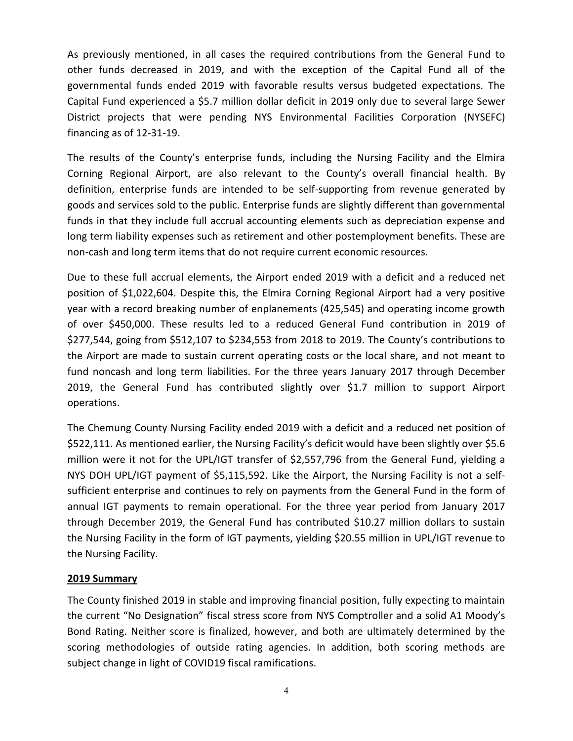As previously mentioned, in all cases the required contributions from the General Fund to other funds decreased in 2019, and with the exception of the Capital Fund all of the governmental funds ended 2019 with favorable results versus budgeted expectations. The Capital Fund experienced a $5.7 million dollar deficit in 2019 only due to several large Sewer District projects that were pending NYS Environmental Facilities Corporation (NYSEFC) financing as of 12-31-19.

The results of the County's enterprise funds, including the Nursing Facility and the Elmira Corning Regional Airport, are also relevant to the County's overall financial health. By definition, enterprise funds are intended to be self-supporting from revenue generated by goods and services sold to the public. Enterprise funds are slightly different than governmental funds in that they include full accrual accounting elements such as depreciation expense and long term liability expenses such as retirement and other postemployment benefits. These are non-cash and long term items that do not require current economic resources.

Due to these full accrual elements, the Airport ended 2019 with a deficit and a reduced net position of $1,022,604. Despite this, the Elmira Corning Regional Airport had a very positive year with a record breaking number of enplanements (425,545) and operating income growth of over $450,000. These results led to a reduced General Fund contribution in 2019 of $277,544, going from $512,107 to $234,553 from 2018 to 2019. The County's contributions to the Airport are made to sustain current operating costs or the local share, and not meant to fund noncash and long term liabilities. For the three years January 2017 through December 2019, the General Fund has contributed slightly over $1.7 million to support Airport operations.

The Chemung County Nursing Facility ended 2019 with a deficit and a reduced net position of $522,111. As mentioned earlier, the Nursing Facility's deficit would have been slightly over $5.6 million were it not for the UPL/IGT transfer of $2,557,796 from the General Fund, yielding a NYS DOH UPL/IGT payment of $5,115,592. Like the Airport, the Nursing Facility is not a self-sufficient enterprise and continues to rely on payments from the General Fund in the form of annual IGT payments to remain operational. For the three year period from January 2017 through December 2019, the General Fund has contributed $10.27 million dollars to sustain the Nursing Facility in the form of IGT payments, yielding $20.55 million in UPL/IGT revenue to the Nursing Facility.

**2019 Summary**

The County finished 2019 in stable and improving financial position, fully expecting to maintain the current "No Designation" fiscal stress score from NYS Comptroller and a solid A1 Moody's Bond Rating. Neither score is finalized, however, and both are ultimately determined by the scoring methodologies of outside rating agencies. In addition, both scoring methods are subject change in light of COVID19 fiscal ramifications.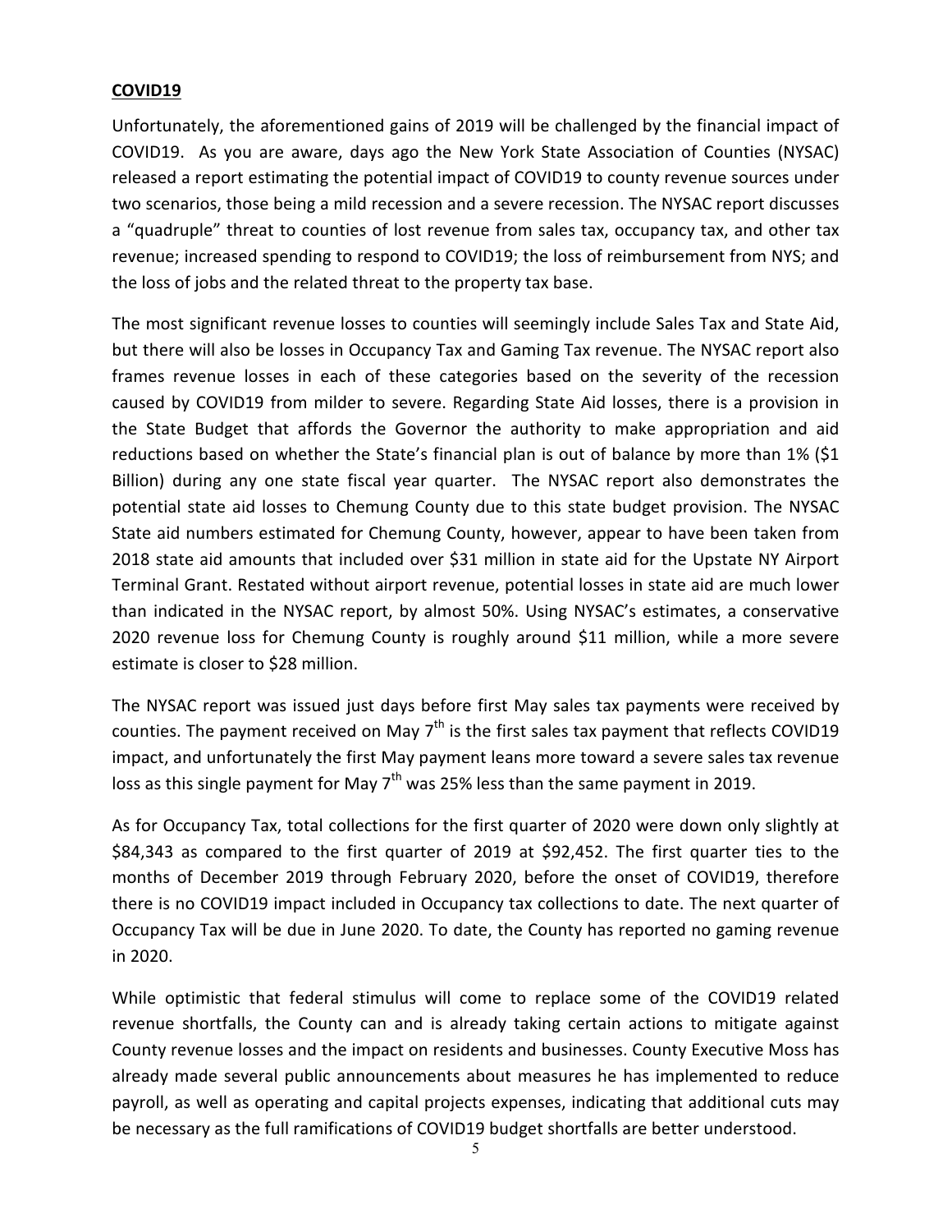**COVID19**

Unfortunately, the aforementioned gains of 2019 will be challenged by the financial impact of COVID19. As you are aware, days ago the New York State Association of Counties (NYSAC) released a report estimating the potential impact of COVID19 to county revenue sources under two scenarios, those being a mild recession and a severe recession. The NYSAC report discusses a "quadruple" threat to counties of lost revenue from sales tax, occupancy tax, and other tax revenue; increased spending to respond to COVID19; the loss of reimbursement from NYS; and the loss of jobs and the related threat to the property tax base.

The most significant revenue losses to counties will seemingly include Sales Tax and State Aid, but there will also be losses in Occupancy Tax and Gaming Tax revenue. The NYSAC report also frames revenue losses in each of these categories based on the severity of the recession caused by COVID19 from milder to severe. Regarding State Aid losses, there is a provision in the State Budget that affords the Governor the authority to make appropriation and aid reductions based on whether the State's financial plan is out of balance by more than 1% ($1 Billion) during any one state fiscal year quarter. The NYSAC report also demonstrates the potential state aid losses to Chemung County due to this state budget provision. The NYSAC State aid numbers estimated for Chemung County, however, appear to have been taken from 2018 state aid amounts that included over $31 million in state aid for the Upstate NY Airport Terminal Grant. Restated without airport revenue, potential losses in state aid are much lower than indicated in the NYSAC report, by almost 50%. Using NYSAC's estimates, a conservative 2020 revenue loss for Chemung County is roughly around $11 million, while a more severe estimate is closer to $28 million.

The NYSAC report was issued just days before first May sales tax payments were received by counties. The payment received on May 7th is the first sales tax payment that reflects COVID19 impact, and unfortunately the first May payment leans more toward a severe sales tax revenue loss as this single payment for May 7th was 25% less than the same payment in 2019.

As for Occupancy Tax, total collections for the first quarter of 2020 were down only slightly at $84,343 as compared to the first quarter of 2019 at $92,452. The first quarter ties to the months of December 2019 through February 2020, before the onset of COVID19, therefore there is no COVID19 impact included in Occupancy tax collections to date. The next quarter of Occupancy Tax will be due in June 2020. To date, the County has reported no gaming revenue in 2020.

While optimistic that federal stimulus will come to replace some of the COVID19 related revenue shortfalls, the County can and is already taking certain actions to mitigate against County revenue losses and the impact on residents and businesses. County Executive Moss has already made several public announcements about measures he has implemented to reduce payroll, as well as operating and capital projects expenses, indicating that additional cuts may be necessary as the full ramifications of COVID19 budget shortfalls are better understood.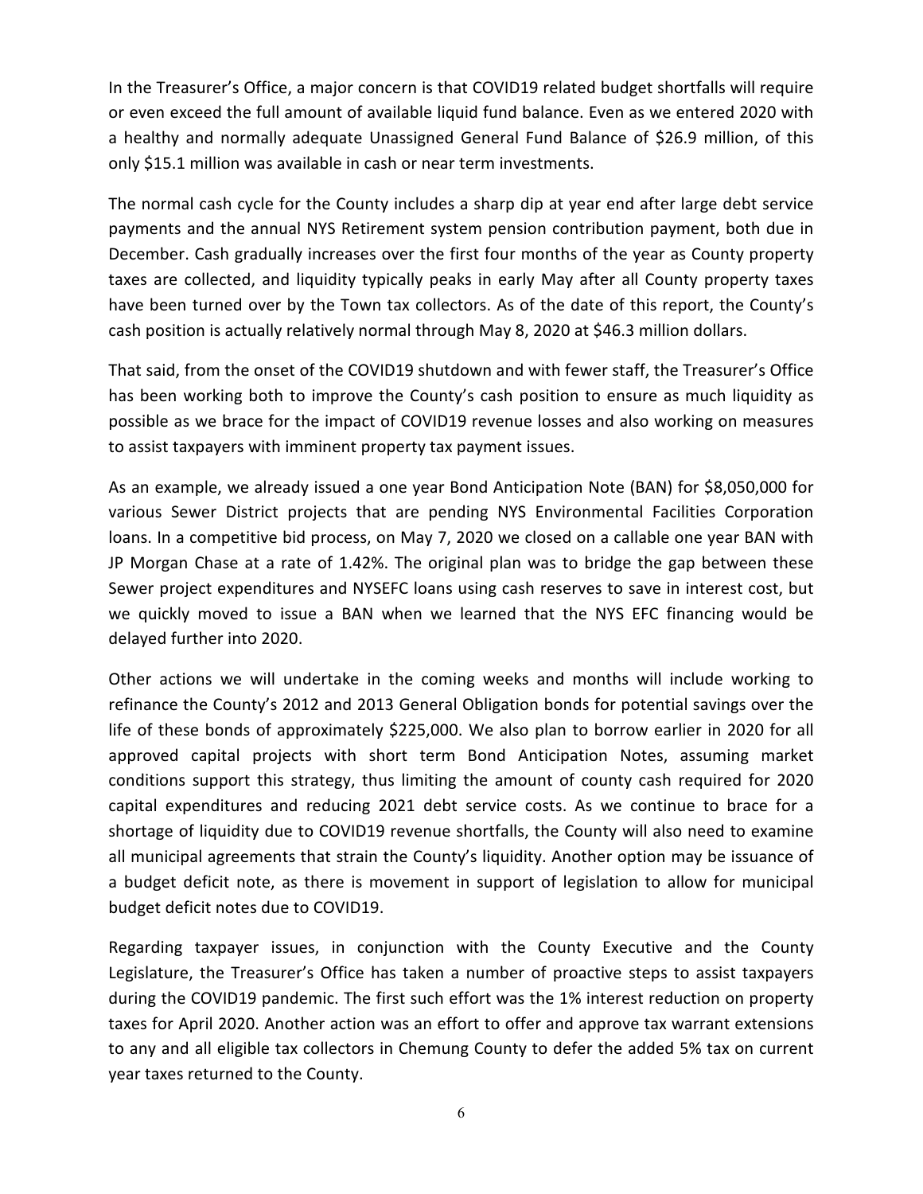In the Treasurer's Office, a major concern is that COVID19 related budget shortfalls will require or even exceed the full amount of available liquid fund balance. Even as we entered 2020 with a healthy and normally adequate Unassigned General Fund Balance of $26.9 million, of this only $15.1 million was available in cash or near term investments.

The normal cash cycle for the County includes a sharp dip at year end after large debt service payments and the annual NYS Retirement system pension contribution payment, both due in December. Cash gradually increases over the first four months of the year as County property taxes are collected, and liquidity typically peaks in early May after all County property taxes have been turned over by the Town tax collectors. As of the date of this report, the County's cash position is actually relatively normal through May 8, 2020 at $46.3 million dollars.

That said, from the onset of the COVID19 shutdown and with fewer staff, the Treasurer's Office has been working both to improve the County's cash position to ensure as much liquidity as possible as we brace for the impact of COVID19 revenue losses and also working on measures to assist taxpayers with imminent property tax payment issues.

As an example, we already issued a one year Bond Anticipation Note (BAN) for $8,050,000 for various Sewer District projects that are pending NYS Environmental Facilities Corporation loans. In a competitive bid process, on May 7, 2020 we closed on a callable one year BAN with JP Morgan Chase at a rate of 1.42%. The original plan was to bridge the gap between these Sewer project expenditures and NYSEFC loans using cash reserves to save in interest cost, but we quickly moved to issue a BAN when we learned that the NYS EFC financing would be delayed further into 2020.

Other actions we will undertake in the coming weeks and months will include working to refinance the County's 2012 and 2013 General Obligation bonds for potential savings over the life of these bonds of approximately $225,000. We also plan to borrow earlier in 2020 for all approved capital projects with short term Bond Anticipation Notes, assuming market conditions support this strategy, thus limiting the amount of county cash required for 2020 capital expenditures and reducing 2021 debt service costs. As we continue to brace for a shortage of liquidity due to COVID19 revenue shortfalls, the County will also need to examine all municipal agreements that strain the County's liquidity. Another option may be issuance of a budget deficit note, as there is movement in support of legislation to allow for municipal budget deficit notes due to COVID19.

Regarding taxpayer issues, in conjunction with the County Executive and the County Legislature, the Treasurer's Office has taken a number of proactive steps to assist taxpayers during the COVID19 pandemic. The first such effort was the 1% interest reduction on property taxes for April 2020. Another action was an effort to offer and approve tax warrant extensions to any and all eligible tax collectors in Chemung County to defer the added 5% tax on current year taxes returned to the County.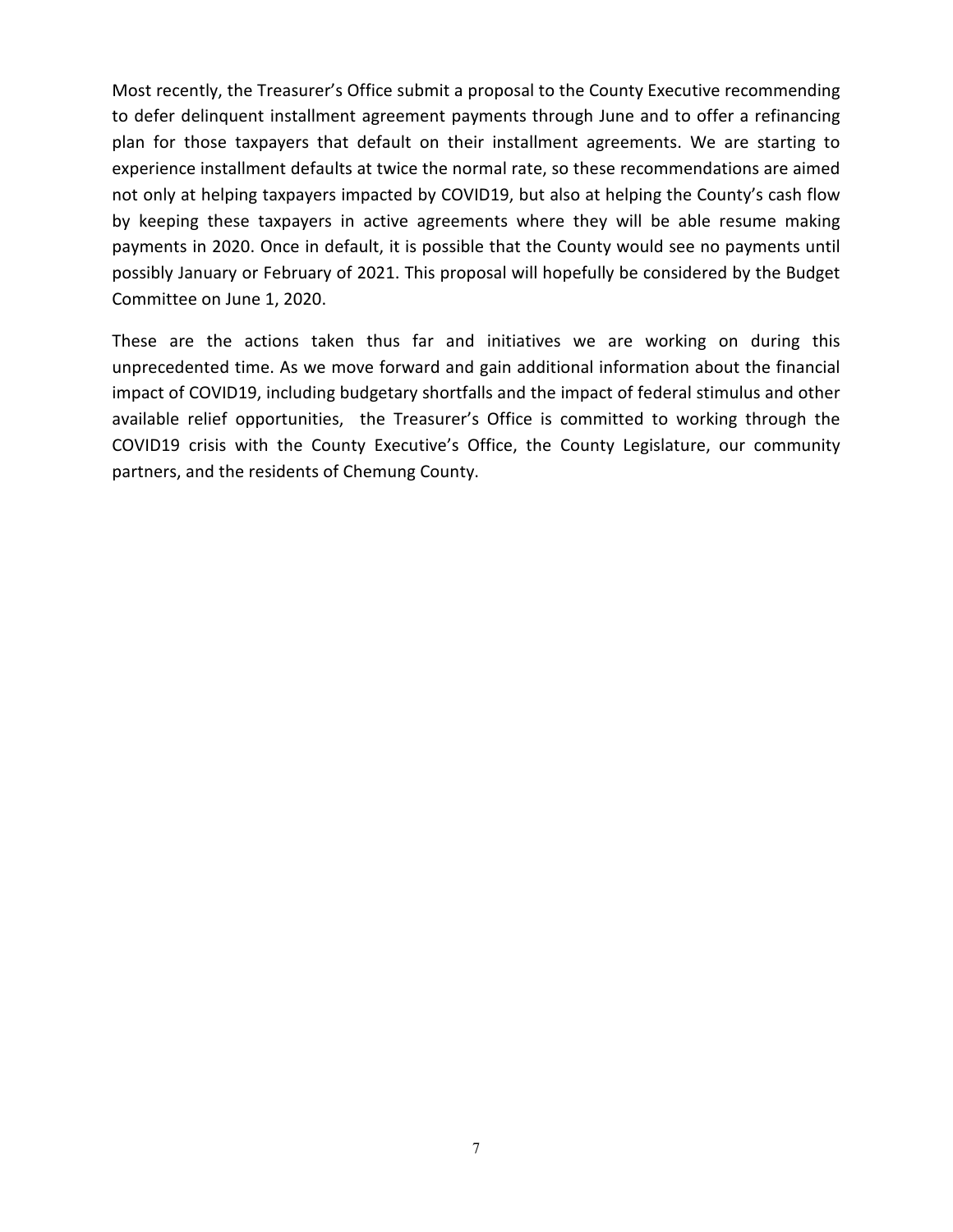Most recently, the Treasurer's Office submit a proposal to the County Executive recommending to defer delinquent installment agreement payments through June and to offer a refinancing plan for those taxpayers that default on their installment agreements. We are starting to experience installment defaults at twice the normal rate, so these recommendations are aimed not only at helping taxpayers impacted by COVID19, but also at helping the County's cash flow by keeping these taxpayers in active agreements where they will be able resume making payments in 2020. Once in default, it is possible that the County would see no payments until possibly January or February of 2021. This proposal will hopefully be considered by the Budget Committee on June 1, 2020.

These are the actions taken thus far and initiatives we are working on during this unprecedented time. As we move forward and gain additional information about the financial impact of COVID19, including budgetary shortfalls and the impact of federal stimulus and other available relief opportunities, the Treasurer's Office is committed to working through the COVID19 crisis with the County Executive's Office, the County Legislature, our community partners, and the residents of Chemung County.